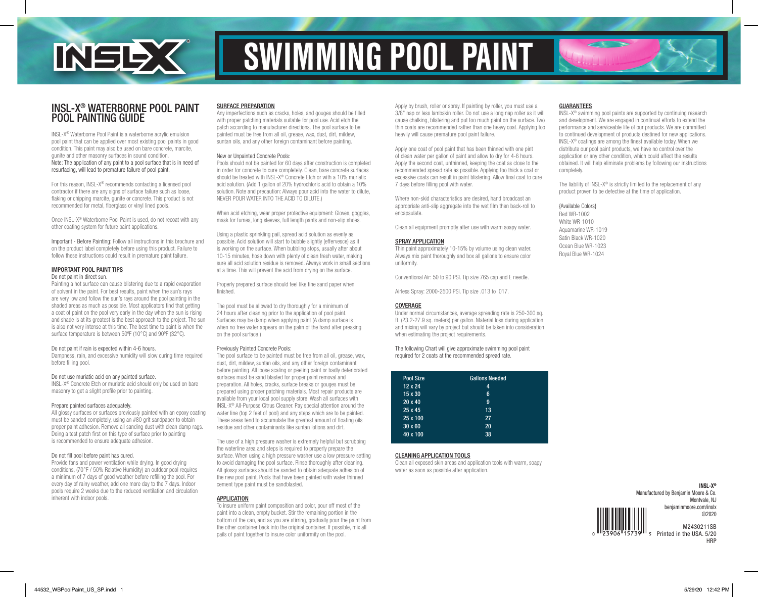# SWIMMING POOL PAINT

## INSL-X® WATERBORNE POOL PAINT POOL PAINTING GUIDE

INSL-X® Waterborne Pool Paint is a waterborne acrylic emulsion pool paint that can be applied over most existing pool paints in good condition. This paint may also be used on bare concrete, marcite, gunite and other masonry surfaces in sound condition.
Note: The application of any paint to a pool surface that is in need of resurfacing, will lead to premature failure of pool paint.

For this reason, INSL-X® recommends contacting a licensed pool contractor if there are any signs of surface failure such as loose, flaking or chipping marcite, gunite or concrete. This product is not recommended for metal, fiberglass or vinyl lined pools.

Once INSL-X® Waterborne Pool Paint is used, do not recoat with any other coating system for future paint applications.

Important - Before Painting: Follow all instructions in this brochure and on the product label completely before using this product. Failure to follow these instructions could result in premature paint failure.

### IMPORTANT POOL PAINT TIPS

Do not paint in direct sun.
Painting a hot surface can cause blistering due to a rapid evaporation of solvent in the paint. For best results, paint when the sun's rays are very low and follow the sun's rays around the pool painting in the shaded areas as much as possible. Most applicators find that getting a coat of paint on the pool very early in the day when the sun is rising and shade is at its greatest is the best approach to the project. The sun is also not very intense at this time. The best time to paint is when the surface temperature is between 50ºF (10°C) and 90ºF (32°C).

Do not paint if rain is expected within 4-6 hours.
Dampness, rain, and excessive humidity will slow curing time required before filling pool.

Do not use muriatic acid on any painted surface.
INSL-X® Concrete Etch or muriatic acid should only be used on bare masonry to get a slight profile prior to painting.

Prepare painted surfaces adequately.
All glossy surfaces or surfaces previously painted with an epoxy coating must be sanded completely, using an #80 grit sandpaper to obtain proper paint adhesion. Remove all sanding dust with clean damp rags. Doing a test patch first on this type of surface prior to painting is recommended to ensure adequate adhesion.

Do not fill pool before paint has cured.
Provide fans and power ventilation while drying. In good drying conditions, (70°F / 50% Relative Humidity) an outdoor pool requires a minimum of 7 days of good weather before refilling the pool. For every day of rainy weather, add one more day to the 7 days. Indoor pools require 2 weeks due to the reduced ventilation and circulation inherent with indoor pools.

### SURFACE PREPARATION

Any imperfections such as cracks, holes, and gouges should be filled with proper patching materials suitable for pool use. Acid etch the patch according to manufacturer directions. The pool surface to be painted must be free from all oil, grease, wax, dust, dirt, mildew, suntan oils, and any other foreign contaminant before painting.

New or Unpainted Concrete Pools:
Pools should not be painted for 60 days after construction is completed in order for concrete to cure completely. Clean, bare concrete surfaces should be treated with INSL-X® Concrete Etch or with a 10% muriatic acid solution. (Add 1 gallon of 20% hydrochloric acid to obtain a 10% solution. Note and precaution: Always pour acid into the water to dilute, NEVER POUR WATER INTO THE ACID TO DILUTE.)

When acid etching, wear proper protective equipment: Gloves, goggles, mask for fumes, long sleeves, full length pants and non-slip shoes.

Using a plastic sprinkling pail, spread acid solution as evenly as possible. Acid solution will start to bubble slightly (effervesce) as it is working on the surface. When bubbling stops, usually after about 10-15 minutes, hose down with plenty of clean fresh water, making sure all acid solution residue is removed. Always work in small sections at a time. This will prevent the acid from drying on the surface.

Properly prepared surface should feel like fine sand paper when finished.

The pool must be allowed to dry thoroughly for a minimum of 24 hours after cleaning prior to the application of pool paint. Surfaces may be damp when applying paint (A damp surface is when no free water appears on the palm of the hand after pressing on the pool surface.)

Previously Painted Concrete Pools:
The pool surface to be painted must be free from all oil, grease, wax, dust, dirt, mildew, suntan oils, and any other foreign contaminant before painting. All loose scaling or peeling paint or badly deteriorated surfaces must be sand blasted for proper paint removal and preparation. All holes, cracks, surface breaks or gouges must be prepared using proper patching materials. Most repair products are available from your local pool supply store. Wash all surfaces with INSL-X® All-Purpose Citrus Cleaner. Pay special attention around the water line (top 2 feet of pool) and any steps which are to be painted. These areas tend to accumulate the greatest amount of floating oils residue and other contaminants like suntan lotions and dirt.

The use of a high pressure washer is extremely helpful but scrubbing the waterline area and steps is required to properly prepare the surface. When using a high pressure washer use a low pressure setting to avoid damaging the pool surface. Rinse thoroughly after cleaning. All glossy surfaces should be sanded to obtain adequate adhesion of the new pool paint. Pools that have been painted with water thinned cement type paint must be sandblasted.

### APPLICATION

To insure uniform paint composition and color, pour off most of the paint into a clean, empty bucket. Stir the remaining portion in the bottom of the can, and as you are stirring, gradually pour the paint from the other container back into the original container. If possible, mix all pails of paint together to insure color uniformity on the pool.

Apply by brush, roller or spray. If painting by roller, you must use a 3/8" nap or less lambskin roller. Do not use a long nap roller as it will cause chalking, blistering and put too much paint on the surface. Two thin coats are recommended rather than one heavy coat. Applying too heavily will cause premature pool paint failure.

Apply one coat of pool paint that has been thinned with one pint of clean water per gallon of paint and allow to dry for 4-6 hours. Apply the second coat, unthinned, keeping the coat as close to the recommended spread rate as possible. Applying too thick a coat or excessive coats can result in paint blistering. Allow final coat to cure 7 days before filling pool with water.

Where non-skid characteristics are desired, hand broadcast an appropriate anti-slip aggregate into the wet film then back-roll to encapsulate.

Clean all equipment promptly after use with warm soapy water.

### SPRAY APPLICATION

Thin paint approximately 10-15% by volume using clean water. Always mix paint thoroughly and box all gallons to ensure color uniformity.

Conventional Air: 50 to 90 PSI. Tip size 765 cap and E needle.

Airless Spray: 2000-2500 PSI. Tip size .013 to .017.

### COVERAGE

Under normal circumstances, average spreading rate is 250-300 sq. ft. (23.2-27.9 sq. meters) per gallon. Material loss during application and mixing will vary by project but should be taken into consideration when estimating the project requirements.

The following Chart will give approximate swimming pool paint required for 2 coats at the recommended spread rate.

| Pool Size | Gallons Needed |
|---|---|
| 12 x 24 | 4 |
| 15 x 30 | 6 |
| 20 x 40 | 9 |
| 25 x 45 | 13 |
| 25 x 100 | 27 |
| 30 x 60 | 20 |
| 40 x 100 | 38 |

### CLEANING APPLICATION TOOLS

Clean all exposed skin areas and application tools with warm, soapy water as soon as possible after application.

### GUARANTEES

INSL-X® swimming pool paints are supported by continuing research and development. We are engaged in continual efforts to extend the performance and serviceable life of our products. We are committed to continued development of products destined for new applications. INSL-X® coatings are among the finest available today. When we distribute our pool paint products, we have no control over the application or any other condition, which could affect the results obtained. It will help eliminate problems by following our instructions completely.

The liability of INSL-X® is strictly limited to the replacement of any product proven to be defective at the time of application.

(Available Colors)
Red WR-1002
White WR-1010
Aquamarine WR-1019
Satin Black WR-1020
Ocean Blue WR-1023
Royal Blue WR-1024

**INSL-X®**
Manufactured by Benjamin Moore & Co.
Montvale, NJ
benjaminmoore.com/inslx
©2020

0 23906 15739 5

M2430211SB
Printed in the USA. 5/20
HRP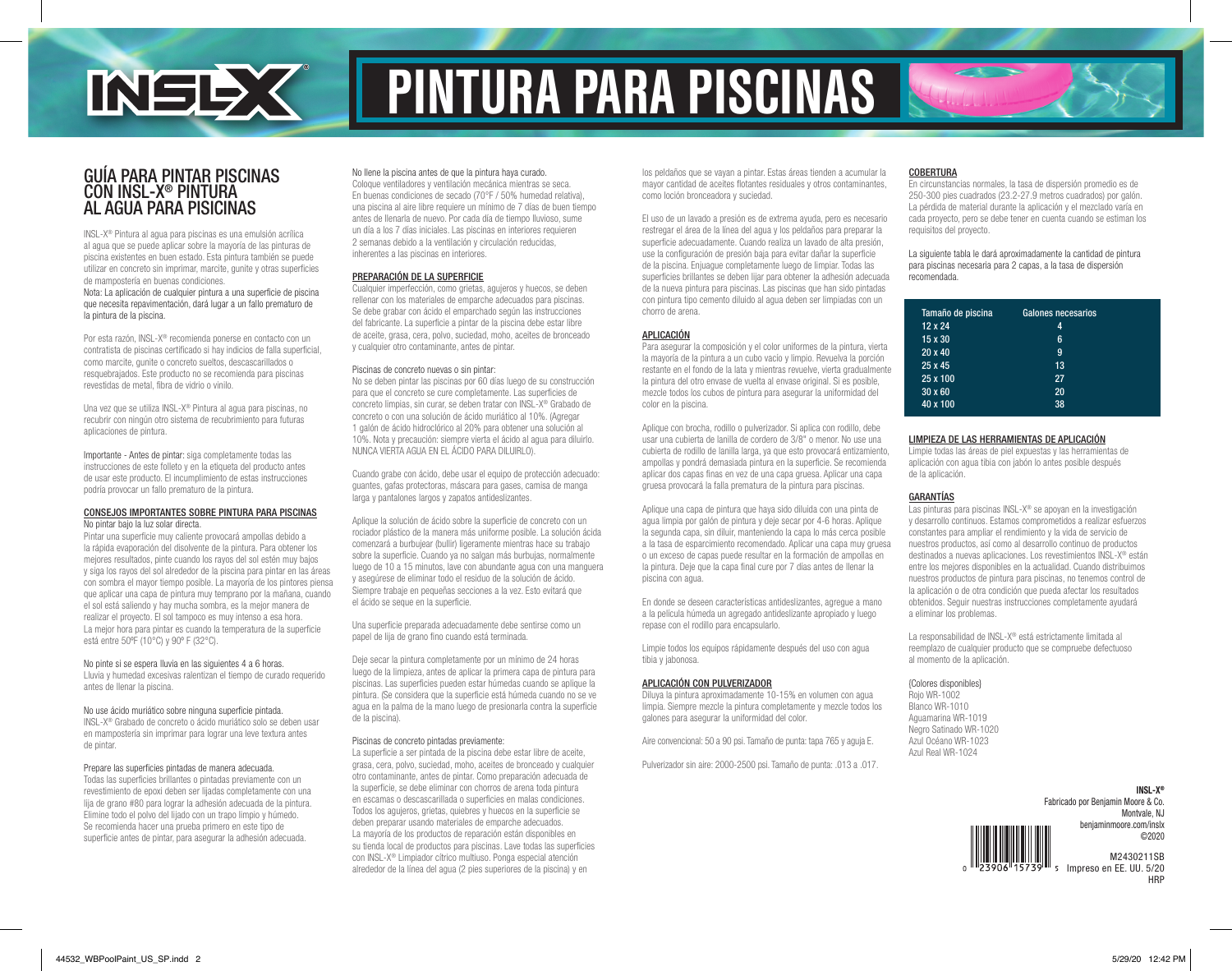# PINTURA PARA PISCINAS

## GUÍA PARA PINTAR PISCINAS CON INSL-X® PINTURA AL AGUA PARA PISICINAS

INSL-X® Pintura al agua para piscinas es una emulsión acrílica al agua que se puede aplicar sobre la mayoría de las pinturas de piscina existentes en buen estado. Esta pintura también se puede utilizar en concreto sin imprimar, marcite, gunite y otras superficies de mampostería en buenas condiciones.

Nota: La aplicación de cualquier pintura a una superficie de piscina que necesita repavimentación, dará lugar a un fallo prematuro de la pintura de la piscina.

Por esta razón, INSL-X® recomienda ponerse en contacto con un contratista de piscinas certificado si hay indicios de falla superficial, como marcite, gunite o concreto sueltos, descascarillados o resquebrajados. Este producto no se recomienda para piscinas revestidas de metal, fibra de vidrio o vinilo.

Una vez que se utiliza INSL-X® Pintura al agua para piscinas, no recubrir con ningún otro sistema de recubrimiento para futuras aplicaciones de pintura.

Importante - Antes de pintar: siga completamente todas las instrucciones de este folleto y en la etiqueta del producto antes de usar este producto. El incumplimiento de estas instrucciones podría provocar un fallo prematuro de la pintura.

### CONSEJOS IMPORTANTES SOBRE PINTURA PARA PISCINAS

No pintar bajo la luz solar directa.

Pintar una superficie muy caliente provocará ampollas debido a la rápida evaporación del disolvente de la pintura. Para obtener los mejores resultados, pinte cuando los rayos del sol estén muy bajos y siga los rayos del sol alrededor de la piscina para pintar en las áreas con sombra el mayor tiempo posible. La mayoría de los pintores piensa que aplicar una capa de pintura muy temprano por la mañana, cuando el sol está saliendo y hay mucha sombra, es la mejor manera de realizar el proyecto. El sol tampoco es muy intenso a esa hora. La mejor hora para pintar es cuando la temperatura de la superficie está entre 50ºF (10°C) y 90º F (32°C).

No pinte si se espera lluvia en las siguientes 4 a 6 horas.

Lluvia y humedad excesivas ralentizan el tiempo de curado requerido antes de llenar la piscina.

No use ácido muriático sobre ninguna superficie pintada.

INSL-X® Grabado de concreto o ácido muriático solo se deben usar en mampostería sin imprimar para lograr una leve textura antes de pintar.

Prepare las superficies pintadas de manera adecuada.

Todas las superficies brillantes o pintadas previamente con un revestimiento de epoxi deben ser lijadas completamente con una lija de grano #80 para lograr la adhesión adecuada de la pintura. Elimine todo el polvo del lijado con un trapo limpio y húmedo. Se recomienda hacer una prueba primero en este tipo de superficie antes de pintar, para asegurar la adhesión adecuada.

No llene la piscina antes de que la pintura haya curado.

Coloque ventiladores y ventilación mecánica mientras se seca. En buenas condiciones de secado (70°F / 50% humedad relativa), una piscina al aire libre requiere un mínimo de 7 días de buen tiempo antes de llenarla de nuevo. Por cada día de tiempo lluvioso, sume un día a los 7 días iniciales. Las piscinas en interiores requieren 2 semanas debido a la ventilación y circulación reducidas, inherentes a las piscinas en interiores.

### PREPARACIÓN DE LA SUPERFICIE

Cualquier imperfección, como grietas, agujeros y huecos, se deben rellenar con los materiales de emparche adecuados para piscinas. Se debe grabar con ácido el emparchado según las instrucciones del fabricante. La superficie a pintar de la piscina debe estar libre de aceite, grasa, cera, polvo, suciedad, moho, aceites de bronceado y cualquier otro contaminante, antes de pintar.

Piscinas de concreto nuevas o sin pintar:

No se deben pintar las piscinas por 60 días luego de su construcción para que el concreto se cure completamente. Las superficies de concreto limpias, sin curar, se deben tratar con INSL-X® Grabado de concreto o con una solución de ácido muriático al 10%. (Agregar 1 galón de ácido hidroclórico al 20% para obtener una solución al 10%. Nota y precaución: siempre vierta el ácido al agua para diluirlo. NUNCA VIERTA AGUA EN EL ÁCIDO PARA DILUIRLO).

Cuando grabe con ácido, debe usar el equipo de protección adecuado: guantes, gafas protectoras, máscara para gases, camisa de manga larga y pantalones largos y zapatos antideslizantes.

Aplique la solución de ácido sobre la superficie de concreto con un rociador plástico de la manera más uniforme posible. La solución ácida comenzará a burbujear (bullir) ligeramente mientras hace su trabajo sobre la superficie. Cuando ya no salgan más burbujas, normalmente luego de 10 a 15 minutos, lave con abundante agua con una manguera y asegúrese de eliminar todo el residuo de la solución de ácido. Siempre trabaje en pequeñas secciones a la vez. Esto evitará que el ácido se seque en la superficie.

Una superficie preparada adecuadamente debe sentirse como un papel de lija de grano fino cuando está terminada.

Deje secar la pintura completamente por un mínimo de 24 horas luego de la limpieza, antes de aplicar la primera capa de pintura para piscinas. Las superficies pueden estar húmedas cuando se aplique la pintura. (Se considera que la superficie está húmeda cuando no se ve agua en la palma de la mano luego de presionarla contra la superficie de la piscina).

Piscinas de concreto pintadas previamente:

La superficie a ser pintada de la piscina debe estar libre de aceite, grasa, cera, polvo, suciedad, moho, aceites de bronceado y cualquier otro contaminante, antes de pintar. Como preparación adecuada de la superficie, se debe eliminar con chorros de arena toda pintura en escamas o descascarillada o superficies en malas condiciones. Todos los agujeros, grietas, quiebres y huecos en la superficie se deben preparar usando materiales de emparche adecuados. La mayoría de los productos de reparación están disponibles en su tienda local de productos para piscinas. Lave todas las superficies con INSL-X® Limpiador cítrico multiuso. Ponga especial atención alrededor de la línea del agua (2 pies superiores de la piscina) y en los peldaños que se vayan a pintar. Estas áreas tienden a acumular la mayor cantidad de aceites flotantes residuales y otros contaminantes, como loción bronceadora y suciedad.

El uso de un lavado a presión es de extrema ayuda, pero es necesario restregar el área de la línea del agua y los peldaños para preparar la superficie adecuadamente. Cuando realiza un lavado de alta presión, use la configuración de presión baja para evitar dañar la superficie de la piscina. Enjuague completamente luego de limpiar. Todas las superficies brillantes se deben lijar para obtener la adhesión adecuada de la nueva pintura para piscinas. Las piscinas que han sido pintadas con pintura tipo cemento diluido al agua deben ser limpiadas con un chorro de arena.

### APLICACIÓN

Para asegurar la composición y el color uniformes de la pintura, vierta la mayoría de la pintura a un cubo vacío y limpio. Revuelva la porción restante en el fondo de la lata y mientras revuelve, vierta gradualmente la pintura del otro envase de vuelta al envase original. Si es posible, mezcle todos los cubos de pintura para asegurar la uniformidad del color en la piscina.

Aplique con brocha, rodillo o pulverizador. Si aplica con rodillo, debe usar una cubierta de lanilla de cordero de 3/8" o menor. No use una cubierta de rodillo de lanilla larga, ya que esto provocará entizamiento, ampollas y pondrá demasiada pintura en la superficie. Se recomienda aplicar dos capas finas en vez de una capa gruesa. Aplicar una capa gruesa provocará la falla prematura de la pintura para piscinas.

Aplique una capa de pintura que haya sido diluida con una pinta de agua limpia por galón de pintura y deje secar por 4-6 horas. Aplique la segunda capa, sin diluir, manteniendo la capa lo más cerca posible a la tasa de esparcimiento recomendado. Aplicar una capa muy gruesa o un exceso de capas puede resultar en la formación de ampollas en la pintura. Deje que la capa final cure por 7 días antes de llenar la piscina con agua.

En donde se deseen características antideslizantes, agregue a mano a la película húmeda un agregado antideslizante apropiado y luego repase con el rodillo para encapsularlo.

Limpie todos los equipos rápidamente después del uso con agua tibia y jabonosa.

### APLICACIÓN CON PULVERIZADOR

Diluya la pintura aproximadamente 10-15% en volumen con agua limpia. Siempre mezcle la pintura completamente y mezcle todos los galones para asegurar la uniformidad del color.

Aire convencional: 50 a 90 psi. Tamaño de punta: tapa 765 y aguja E.

Pulverizador sin aire: 2000-2500 psi. Tamaño de punta: .013 a .017.

### COBERTURA

En circunstancias normales, la tasa de dispersión promedio es de 250-300 pies cuadrados (23.2-27.9 metros cuadrados) por galón. La pérdida de material durante la aplicación y el mezclado varía en cada proyecto, pero se debe tener en cuenta cuando se estiman los requisitos del proyecto.

La siguiente tabla le dará aproximadamente la cantidad de pintura para piscinas necesaria para 2 capas, a la tasa de dispersión recomendada.

| Tamaño de piscina | Galones necesarios |
|---|---|
| 12 x 24 | 4 |
| 15 x 30 | 6 |
| 20 x 40 | 9 |
| 25 x 45 | 13 |
| 25 x 100 | 27 |
| 30 x 60 | 20 |
| 40 x 100 | 38 |

### LIMPIEZA DE LAS HERRAMIENTAS DE APLICACIÓN

Limpie todas las áreas de piel expuestas y las herramientas de aplicación con agua tibia con jabón lo antes posible después de la aplicación.

### GARANTÍAS

Las pinturas para piscinas INSL-X® se apoyan en la investigación y desarrollo continuos. Estamos comprometidos a realizar esfuerzos constantes para ampliar el rendimiento y la vida de servicio de nuestros productos, así como al desarrollo continuo de productos destinados a nuevas aplicaciones. Los revestimientos INSL-X® están entre los mejores disponibles en la actualidad. Cuando distribuimos nuestros productos de pintura para piscinas, no tenemos control de la aplicación o de otra condición que pueda afectar los resultados obtenidos. Seguir nuestras instrucciones completamente ayudará a eliminar los problemas.

La responsabilidad de INSL-X® está estrictamente limitada al reemplazo de cualquier producto que se compruebe defectuoso al momento de la aplicación.

{Colores disponibles}
Rojo WR-1002
Blanco WR-1010
Aguamarina WR-1019
Negro Satinado WR-1020
Azul Océano WR-1023
Azul Real WR-1024

**INSL-X®**
Fabricado por Benjamin Moore & Co.
Montvale, NJ
benjaminmoore.com/inslx
©2020

0 23906 15739 5

M2430211SB
Impreso en EE. UU. 5/20
HRP